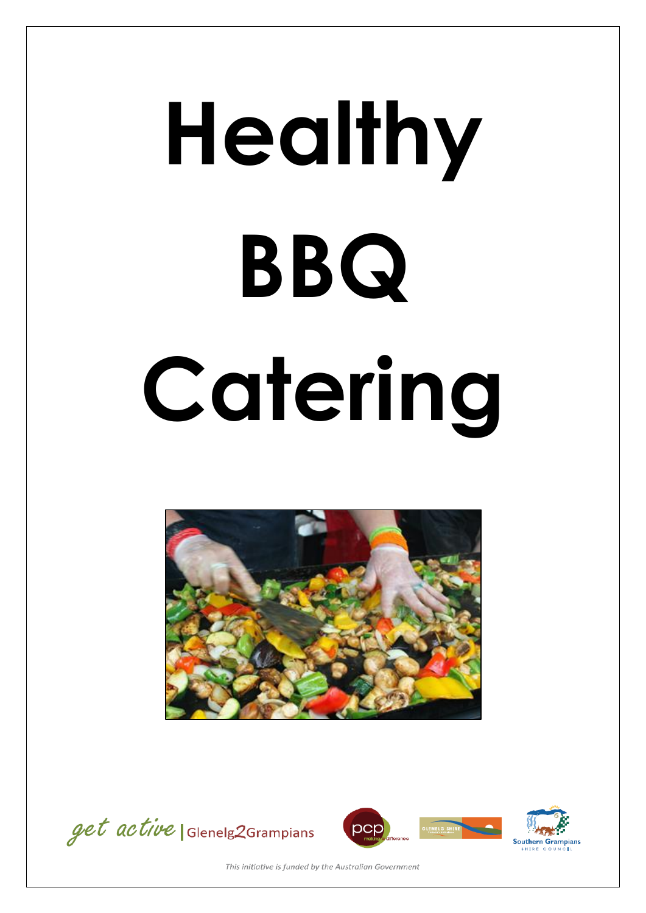# Healthy BBQ Catering

get active | Glenelg2Grampians

pcp making a difference

Glenelg Shire

Southern Grampians Shire Council

*This initiative is funded by the Australian Government*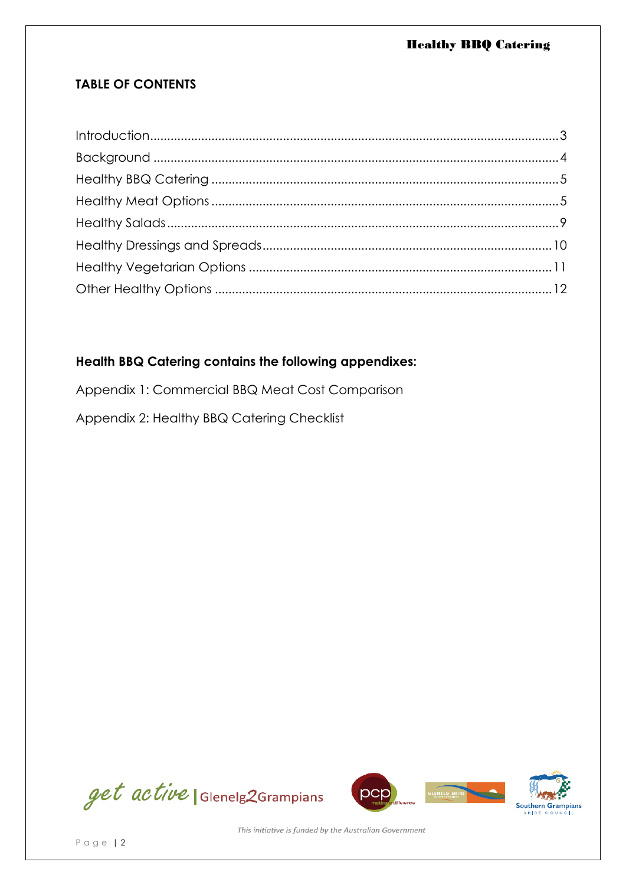## TABLE OF CONTENTS

Introduction........................................................................................................3
Background ........................................................................................................4
Healthy BBQ Catering ........................................................................................5
Healthy Meat Options .........................................................................................5
Healthy Salads......................................................................................................9
Healthy Dressings and Spreads.........................................................................10
Healthy Vegetarian Options .............................................................................11
Other Healthy Options .......................................................................................12

**Health BBQ Catering contains the following appendixes:**

Appendix 1: Commercial BBQ Meat Cost Comparison

Appendix 2: Healthy BBQ Catering Checklist

*This initiative is funded by the Australian Government*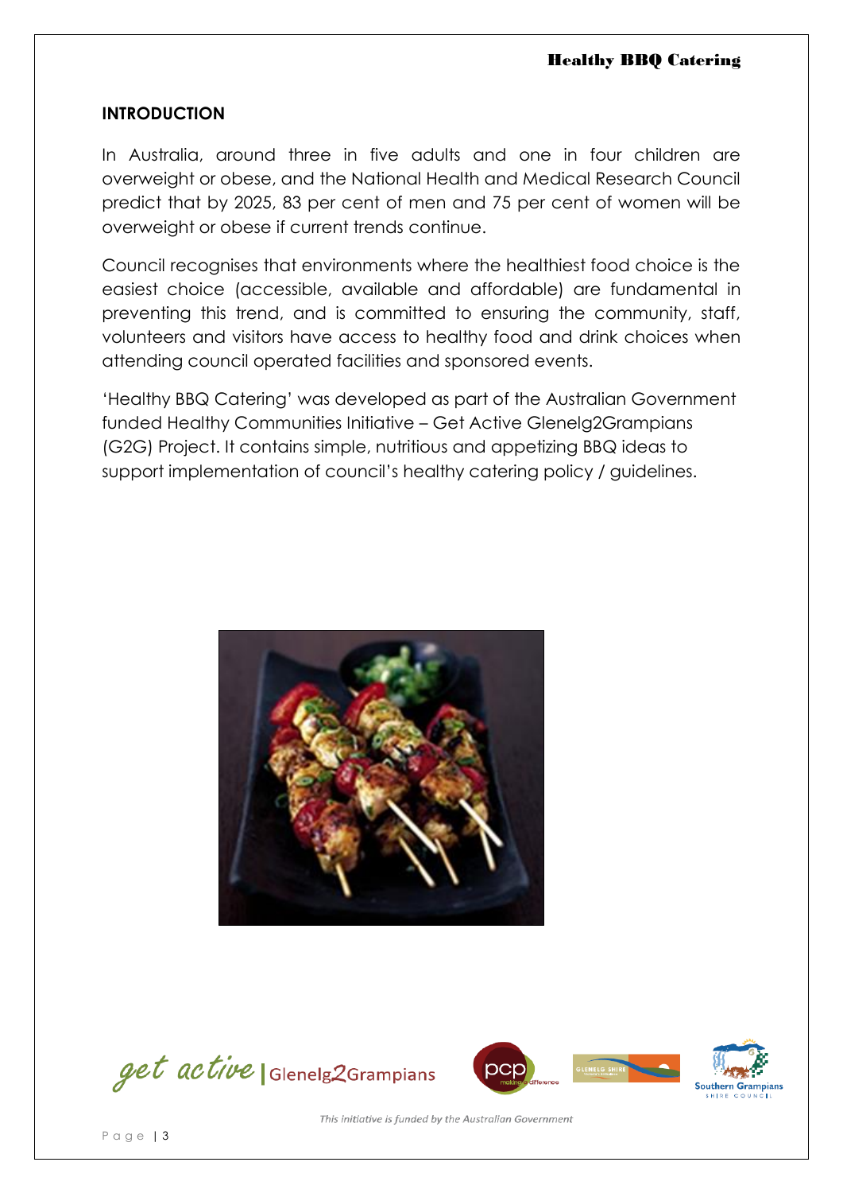## INTRODUCTION

In Australia, around three in five adults and one in four children are overweight or obese, and the National Health and Medical Research Council predict that by 2025, 83 per cent of men and 75 per cent of women will be overweight or obese if current trends continue.

Council recognises that environments where the healthiest food choice is the easiest choice (accessible, available and affordable) are fundamental in preventing this trend, and is committed to ensuring the community, staff, volunteers and visitors have access to healthy food and drink choices when attending council operated facilities and sponsored events.

'Healthy BBQ Catering' was developed as part of the Australian Government funded Healthy Communities Initiative – Get Active Glenelg2Grampians (G2G) Project. It contains simple, nutritious and appetizing BBQ ideas to support implementation of council's healthy catering policy / guidelines.

This initiative is funded by the Australian Government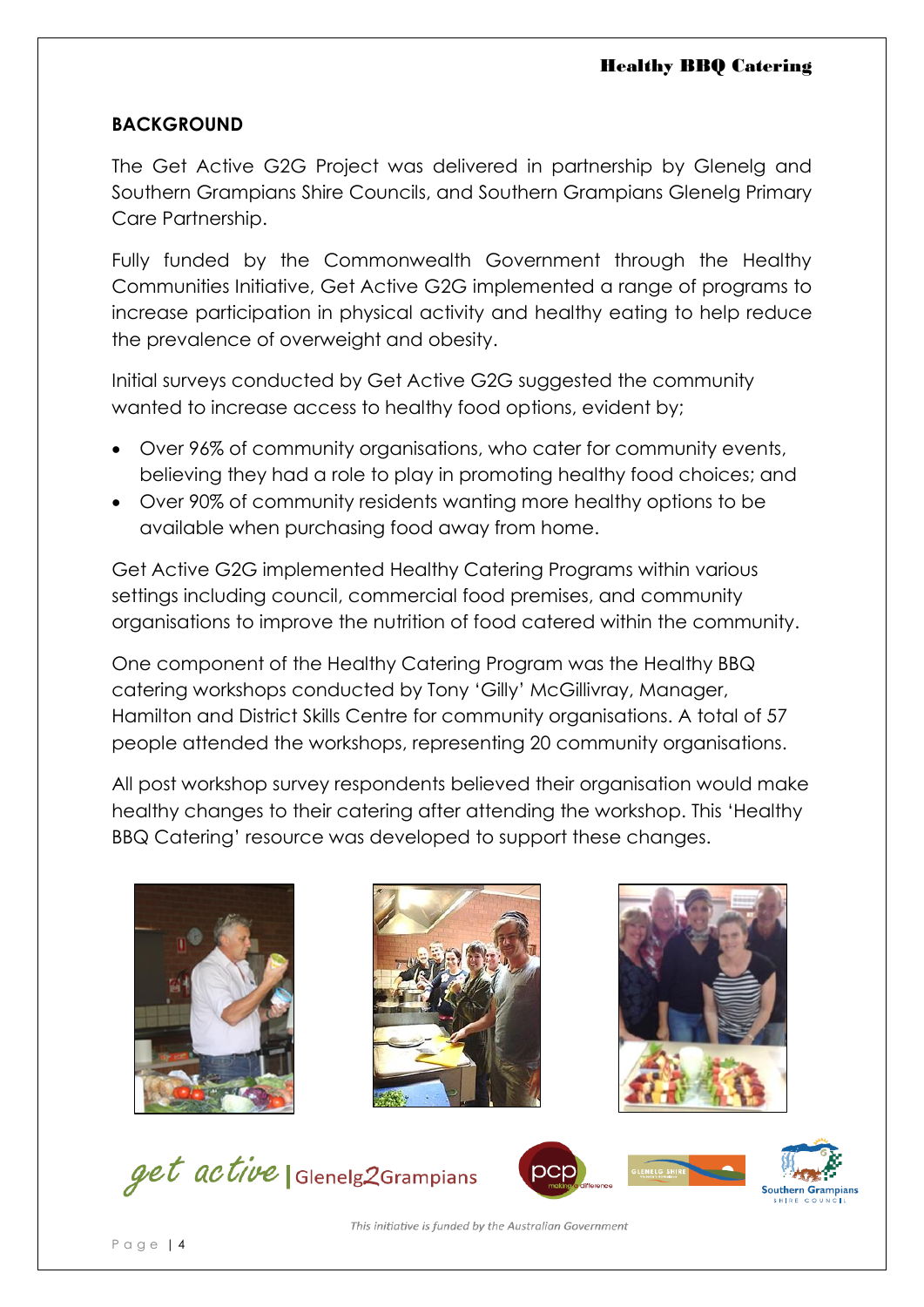## BACKGROUND

The Get Active G2G Project was delivered in partnership by Glenelg and Southern Grampians Shire Councils, and Southern Grampians Glenelg Primary Care Partnership.

Fully funded by the Commonwealth Government through the Healthy Communities Initiative, Get Active G2G implemented a range of programs to increase participation in physical activity and healthy eating to help reduce the prevalence of overweight and obesity.

Initial surveys conducted by Get Active G2G suggested the community wanted to increase access to healthy food options, evident by;

- Over 96% of community organisations, who cater for community events, believing they had a role to play in promoting healthy food choices; and
- Over 90% of community residents wanting more healthy options to be available when purchasing food away from home.

Get Active G2G implemented Healthy Catering Programs within various settings including council, commercial food premises, and community organisations to improve the nutrition of food catered within the community.

One component of the Healthy Catering Program was the Healthy BBQ catering workshops conducted by Tony 'Gilly' McGillivray, Manager, Hamilton and District Skills Centre for community organisations. A total of 57 people attended the workshops, representing 20 community organisations.

All post workshop survey respondents believed their organisation would make healthy changes to their catering after attending the workshop. This 'Healthy BBQ Catering' resource was developed to support these changes.

*This initiative is funded by the Australian Government*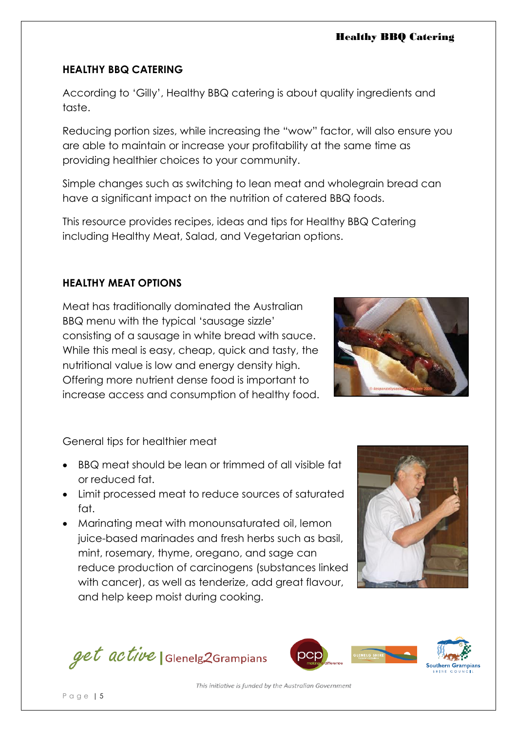## HEALTHY BBQ CATERING

According to 'Gilly', Healthy BBQ catering is about quality ingredients and taste.

Reducing portion sizes, while increasing the "wow" factor, will also ensure you are able to maintain or increase your profitability at the same time as providing healthier choices to your community.

Simple changes such as switching to lean meat and wholegrain bread can have a significant impact on the nutrition of catered BBQ foods.

This resource provides recipes, ideas and tips for Healthy BBQ Catering including Healthy Meat, Salad, and Vegetarian options.

## HEALTHY MEAT OPTIONS

Meat has traditionally dominated the Australian BBQ menu with the typical 'sausage sizzle' consisting of a sausage in white bread with sauce. While this meal is easy, cheap, quick and tasty, the nutritional value is low and energy density high. Offering more nutrient dense food is important to increase access and consumption of healthy food.

General tips for healthier meat

- BBQ meat should be lean or trimmed of all visible fat or reduced fat.
- Limit processed meat to reduce sources of saturated fat.
- Marinating meat with monounsaturated oil, lemon juice-based marinades and fresh herbs such as basil, mint, rosemary, thyme, oregano, and sage can reduce production of carcinogens (substances linked with cancer), as well as tenderize, add great flavour, and help keep moist during cooking.

This initiative is funded by the Australian Government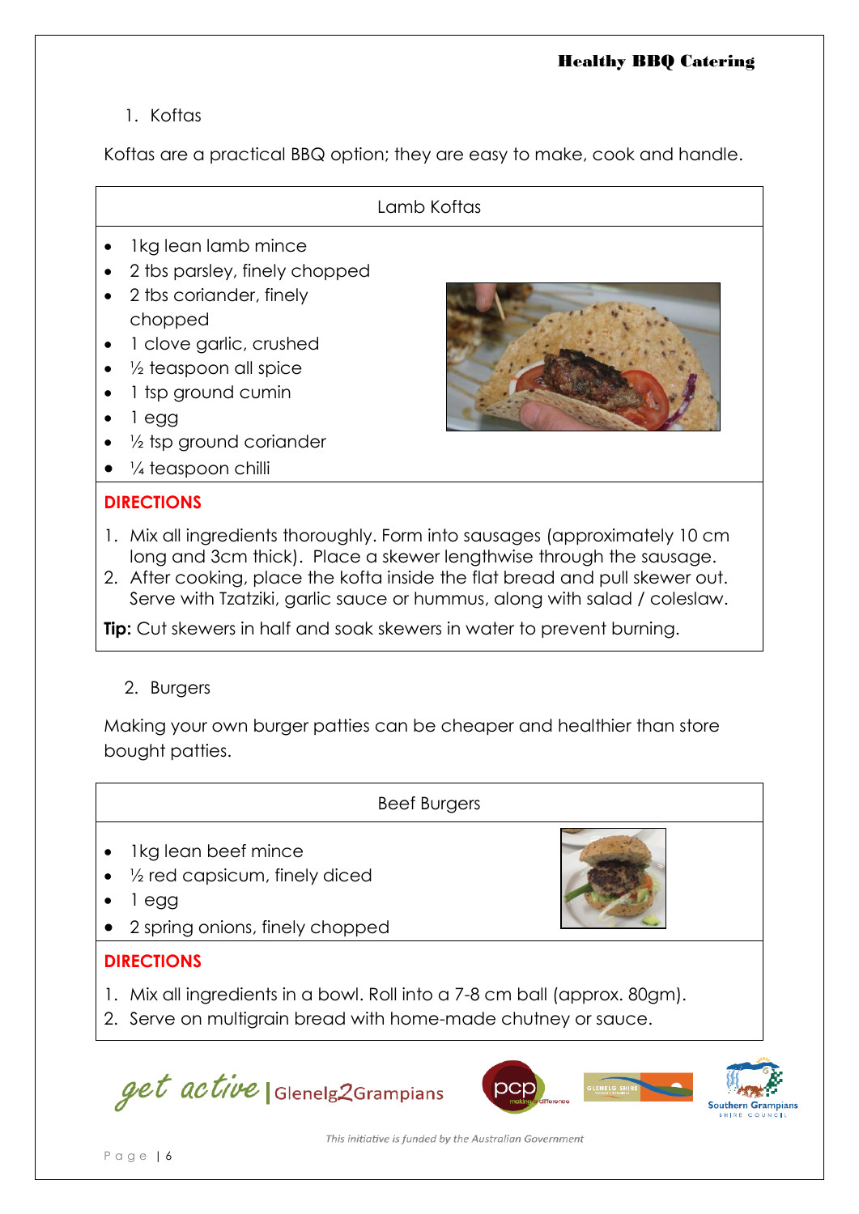1. Koftas

Koftas are a practical BBQ option; they are easy to make, cook and handle.

### Lamb Koftas

- 1kg lean lamb mince
- 2 tbs parsley, finely chopped
- 2 tbs coriander, finely chopped
- 1 clove garlic, crushed
- ½ teaspoon all spice
- 1 tsp ground cumin
- 1 egg
- ½ tsp ground coriander
- ¼ teaspoon chilli

**DIRECTIONS**

1. Mix all ingredients thoroughly. Form into sausages (approximately 10 cm long and 3cm thick). Place a skewer lengthwise through the sausage.
2. After cooking, place the kofta inside the flat bread and pull skewer out. Serve with Tzatziki, garlic sauce or hummus, along with salad / coleslaw.

**Tip:** Cut skewers in half and soak skewers in water to prevent burning.

2. Burgers

Making your own burger patties can be cheaper and healthier than store bought patties.

### Beef Burgers

- 1kg lean beef mince
- ½ red capsicum, finely diced
- 1 egg
- 2 spring onions, finely chopped

**DIRECTIONS**

1. Mix all ingredients in a bowl. Roll into a 7-8 cm ball (approx. 80gm).
2. Serve on multigrain bread with home-made chutney or sauce.

get active | Glenelg2Grampians

*This initiative is funded by the Australian Government*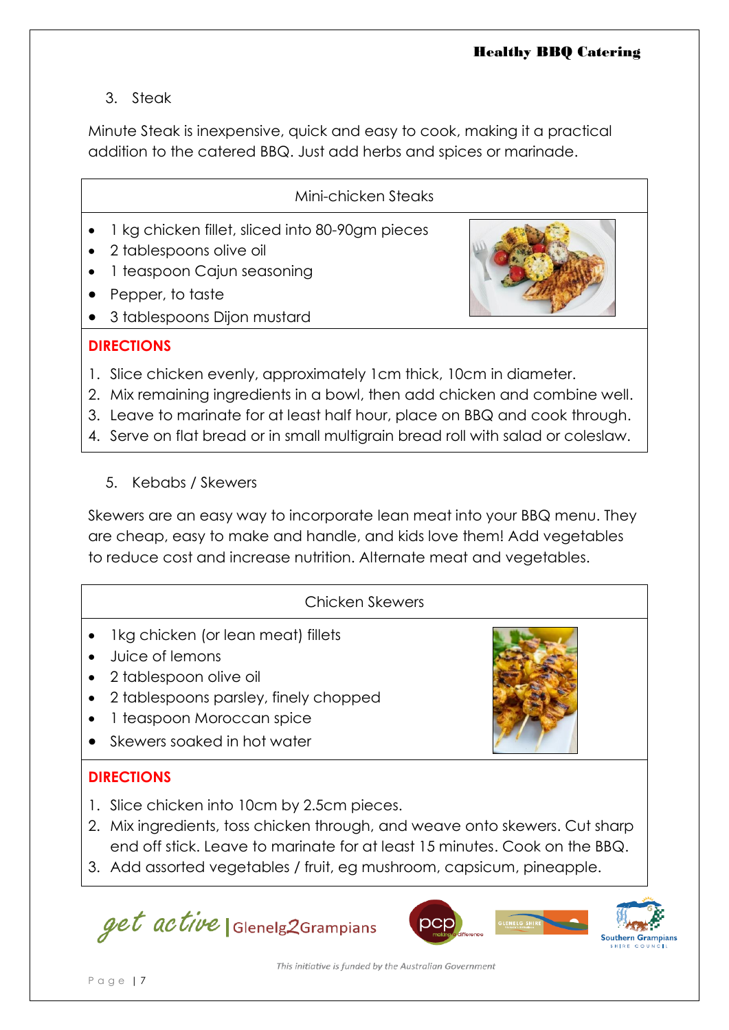3. Steak

Minute Steak is inexpensive, quick and easy to cook, making it a practical addition to the catered BBQ. Just add herbs and spices or marinade.

### Mini-chicken Steaks

- 1 kg chicken fillet, sliced into 80-90gm pieces
- 2 tablespoons olive oil
- 1 teaspoon Cajun seasoning
- Pepper, to taste
- 3 tablespoons Dijon mustard

**DIRECTIONS**

1. Slice chicken evenly, approximately 1cm thick, 10cm in diameter.
2. Mix remaining ingredients in a bowl, then add chicken and combine well.
3. Leave to marinate for at least half hour, place on BBQ and cook through.
4. Serve on flat bread or in small multigrain bread roll with salad or coleslaw.

5. Kebabs / Skewers

Skewers are an easy way to incorporate lean meat into your BBQ menu. They are cheap, easy to make and handle, and kids love them! Add vegetables to reduce cost and increase nutrition. Alternate meat and vegetables.

### Chicken Skewers

- 1kg chicken (or lean meat) fillets
- Juice of lemons
- 2 tablespoon olive oil
- 2 tablespoons parsley, finely chopped
- 1 teaspoon Moroccan spice
- Skewers soaked in hot water

**DIRECTIONS**

1. Slice chicken into 10cm by 2.5cm pieces.
2. Mix ingredients, toss chicken through, and weave onto skewers. Cut sharp end off stick. Leave to marinate for at least 15 minutes. Cook on the BBQ.
3. Add assorted vegetables / fruit, eg mushroom, capsicum, pineapple.

*This initiative is funded by the Australian Government*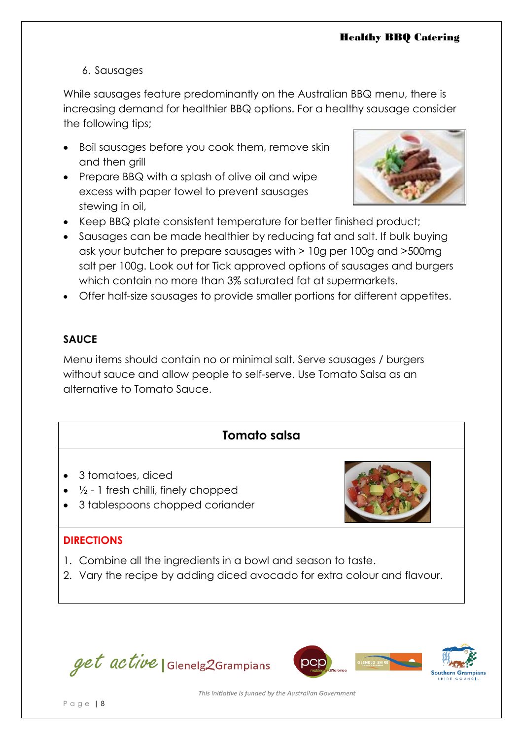6. Sausages

While sausages feature predominantly on the Australian BBQ menu, there is increasing demand for healthier BBQ options. For a healthy sausage consider the following tips;

- Boil sausages before you cook them, remove skin and then grill
- Prepare BBQ with a splash of olive oil and wipe excess with paper towel to prevent sausages stewing in oil,
- Keep BBQ plate consistent temperature for better finished product;
- Sausages can be made healthier by reducing fat and salt. If bulk buying ask your butcher to prepare sausages with > 10g per 100g and >500mg salt per 100g. Look out for Tick approved options of sausages and burgers which contain no more than 3% saturated fat at supermarkets.
- Offer half-size sausages to provide smaller portions for different appetites.

## SAUCE

Menu items should contain no or minimal salt. Serve sausages / burgers without sauce and allow people to self-serve. Use Tomato Salsa as an alternative to Tomato Sauce.

### Tomato salsa

- 3 tomatoes, diced
- ½ - 1 fresh chilli, finely chopped
- 3 tablespoons chopped coriander

**DIRECTIONS**

1. Combine all the ingredients in a bowl and season to taste.
2. Vary the recipe by adding diced avocado for extra colour and flavour.

*This initiative is funded by the Australian Government*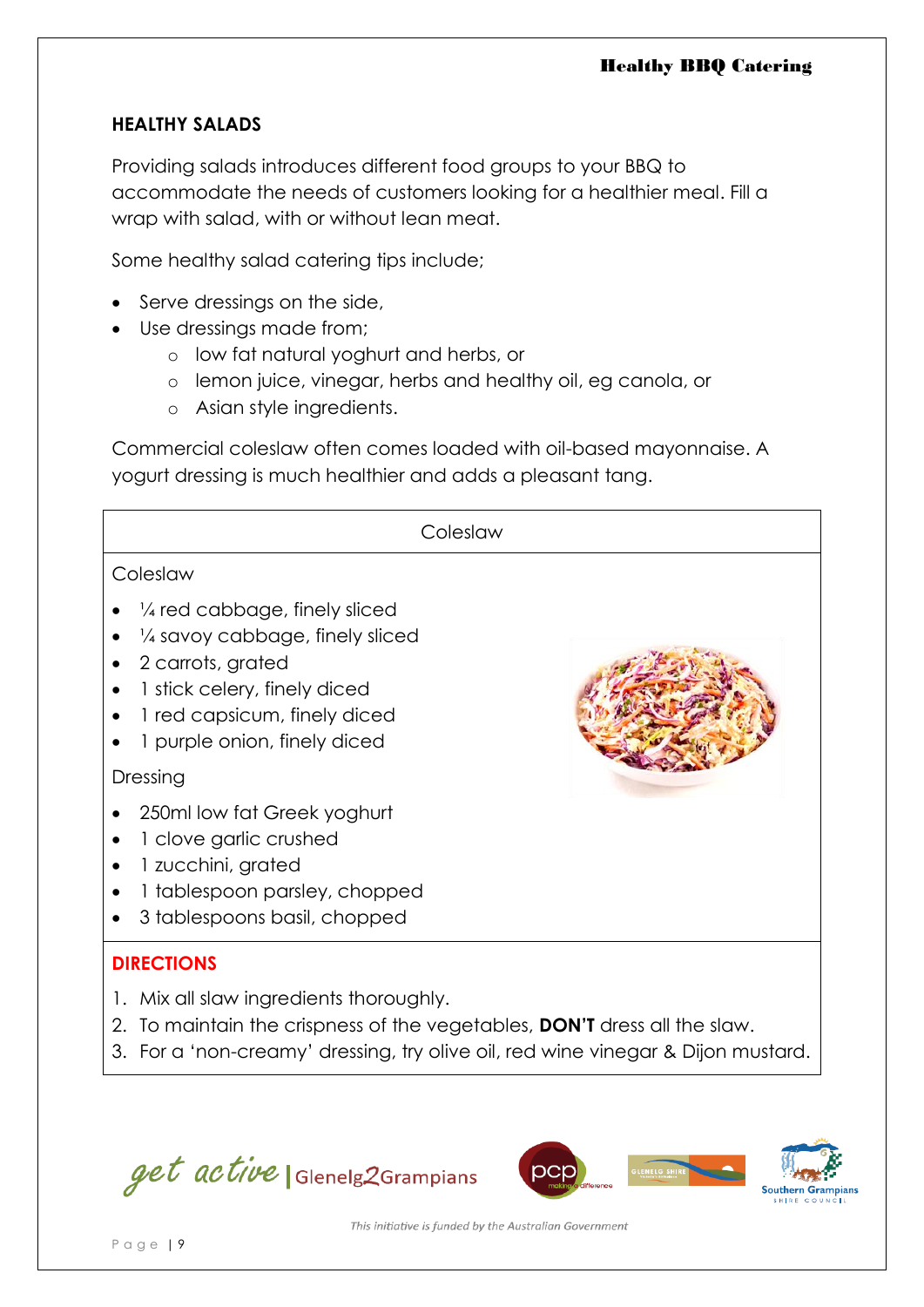## HEALTHY SALADS

Providing salads introduces different food groups to your BBQ to accommodate the needs of customers looking for a healthier meal. Fill a wrap with salad, with or without lean meat.

Some healthy salad catering tips include;

- Serve dressings on the side,
- Use dressings made from;
  - low fat natural yoghurt and herbs, or
  - lemon juice, vinegar, herbs and healthy oil, eg canola, or
  - Asian style ingredients.

Commercial coleslaw often comes loaded with oil-based mayonnaise. A yogurt dressing is much healthier and adds a pleasant tang.

### Coleslaw

Coleslaw

- ¼ red cabbage, finely sliced
- ¼ savoy cabbage, finely sliced
- 2 carrots, grated
- 1 stick celery, finely diced
- 1 red capsicum, finely diced
- 1 purple onion, finely diced

Dressing

- 250ml low fat Greek yoghurt
- 1 clove garlic crushed
- 1 zucchini, grated
- 1 tablespoon parsley, chopped
- 3 tablespoons basil, chopped

**DIRECTIONS**

1. Mix all slaw ingredients thoroughly.
2. To maintain the crispness of the vegetables, **DON'T** dress all the slaw.
3. For a 'non-creamy' dressing, try olive oil, red wine vinegar & Dijon mustard.

*This initiative is funded by the Australian Government*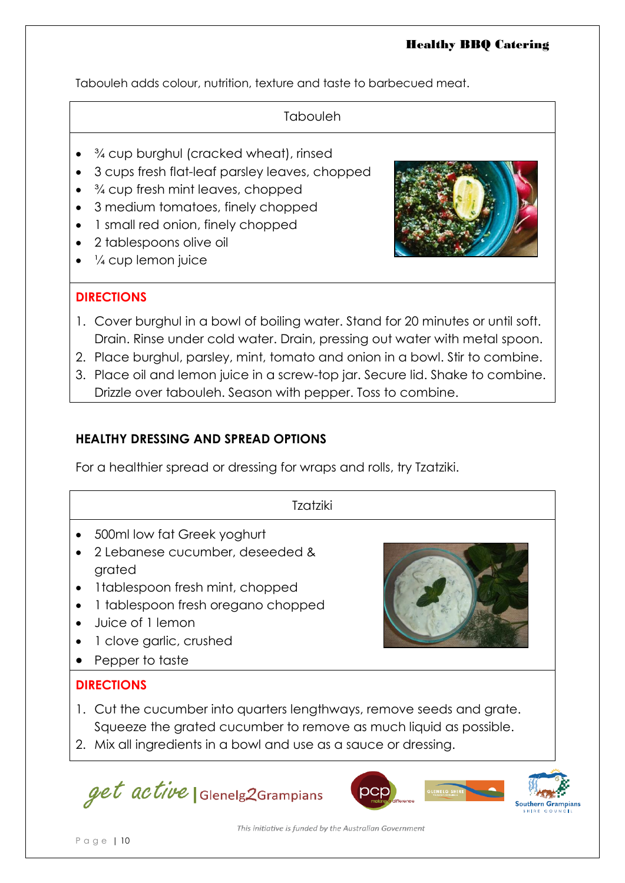Tabouleh adds colour, nutrition, texture and taste to barbecued meat.

### Tabouleh

- ¾ cup burghul (cracked wheat), rinsed
- 3 cups fresh flat-leaf parsley leaves, chopped
- ¾ cup fresh mint leaves, chopped
- 3 medium tomatoes, finely chopped
- 1 small red onion, finely chopped
- 2 tablespoons olive oil
- ¼ cup lemon juice

**DIRECTIONS**

1. Cover burghul in a bowl of boiling water. Stand for 20 minutes or until soft. Drain. Rinse under cold water. Drain, pressing out water with metal spoon.
2. Place burghul, parsley, mint, tomato and onion in a bowl. Stir to combine.
3. Place oil and lemon juice in a screw-top jar. Secure lid. Shake to combine. Drizzle over tabouleh. Season with pepper. Toss to combine.

## HEALTHY DRESSING AND SPREAD OPTIONS

For a healthier spread or dressing for wraps and rolls, try Tzatziki.

### Tzatziki

- 500ml low fat Greek yoghurt
- 2 Lebanese cucumber, deseeded & grated
- 1tablespoon fresh mint, chopped
- 1 tablespoon fresh oregano chopped
- Juice of 1 lemon
- 1 clove garlic, crushed
- Pepper to taste

**DIRECTIONS**

1. Cut the cucumber into quarters lengthways, remove seeds and grate. Squeeze the grated cucumber to remove as much liquid as possible.
2. Mix all ingredients in a bowl and use as a sauce or dressing.

get active | Glenelg2Grampians

*This initiative is funded by the Australian Government*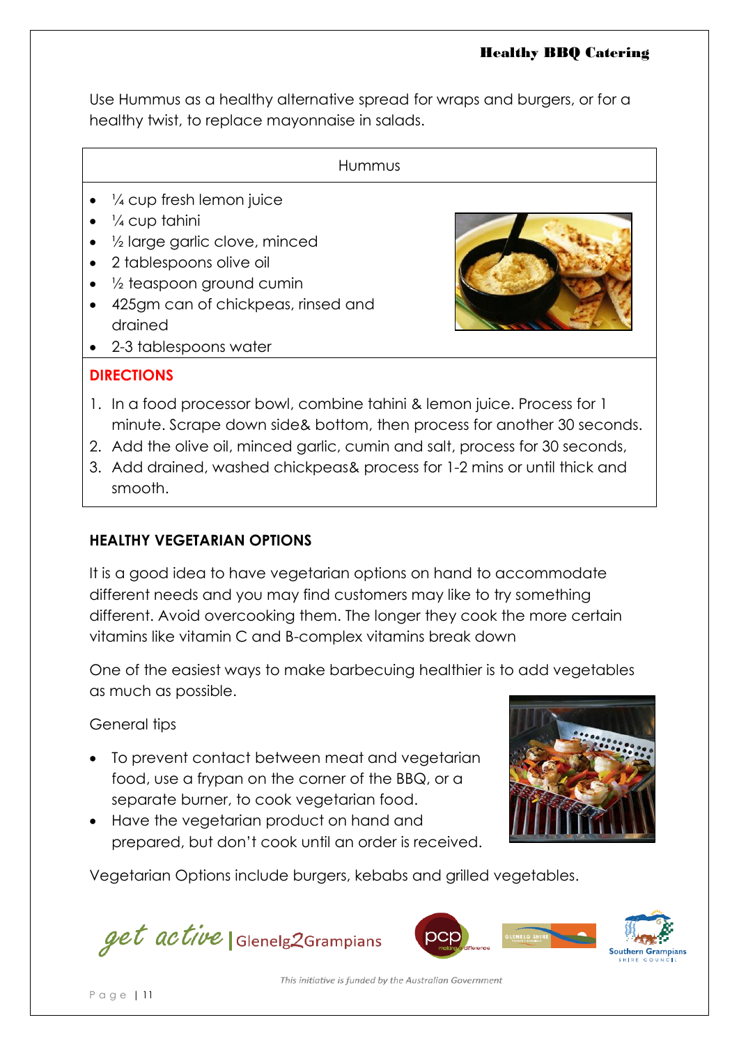Use Hummus as a healthy alternative spread for wraps and burgers, or for a healthy twist, to replace mayonnaise in salads.

### Hummus

- ¼ cup fresh lemon juice
- ¼ cup tahini
- ½ large garlic clove, minced
- 2 tablespoons olive oil
- ½ teaspoon ground cumin
- 425gm can of chickpeas, rinsed and drained
- 2-3 tablespoons water

**DIRECTIONS**

1. In a food processor bowl, combine tahini & lemon juice. Process for 1 minute. Scrape down side& bottom, then process for another 30 seconds.
2. Add the olive oil, minced garlic, cumin and salt, process for 30 seconds,
3. Add drained, washed chickpeas& process for 1-2 mins or until thick and smooth.

## HEALTHY VEGETARIAN OPTIONS

It is a good idea to have vegetarian options on hand to accommodate different needs and you may find customers may like to try something different. Avoid overcooking them. The longer they cook the more certain vitamins like vitamin C and B-complex vitamins break down

One of the easiest ways to make barbecuing healthier is to add vegetables as much as possible.

General tips

- To prevent contact between meat and vegetarian food, use a frypan on the corner of the BBQ, or a separate burner, to cook vegetarian food.
- Have the vegetarian product on hand and prepared, but don't cook until an order is received.

Vegetarian Options include burgers, kebabs and grilled vegetables.

*This initiative is funded by the Australian Government*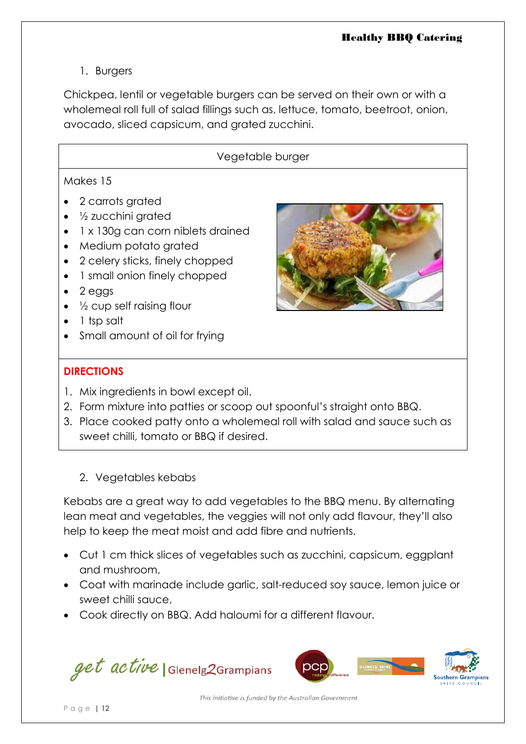1. Burgers

Chickpea, lentil or vegetable burgers can be served on their own or with a wholemeal roll full of salad fillings such as, lettuce, tomato, beetroot, onion, avocado, sliced capsicum, and grated zucchini.

### Vegetable burger

Makes 15

- 2 carrots grated
- ½ zucchini grated
- 1 x 130g can corn niblets drained
- Medium potato grated
- 2 celery sticks, finely chopped
- 1 small onion finely chopped
- 2 eggs
- ½ cup self raising flour
- 1 tsp salt
- Small amount of oil for frying

**DIRECTIONS**

1. Mix ingredients in bowl except oil.
2. Form mixture into patties or scoop out spoonful's straight onto BBQ.
3. Place cooked patty onto a wholemeal roll with salad and sauce such as sweet chilli, tomato or BBQ if desired.

2. Vegetables kebabs

Kebabs are a great way to add vegetables to the BBQ menu. By alternating lean meat and vegetables, the veggies will not only add flavour, they'll also help to keep the meat moist and add fibre and nutrients.

- Cut 1 cm thick slices of vegetables such as zucchini, capsicum, eggplant and mushroom,
- Coat with marinade include garlic, salt-reduced soy sauce, lemon juice or sweet chilli sauce,
- Cook directly on BBQ. Add haloumi for a different flavour.

*This initiative is funded by the Australian Government*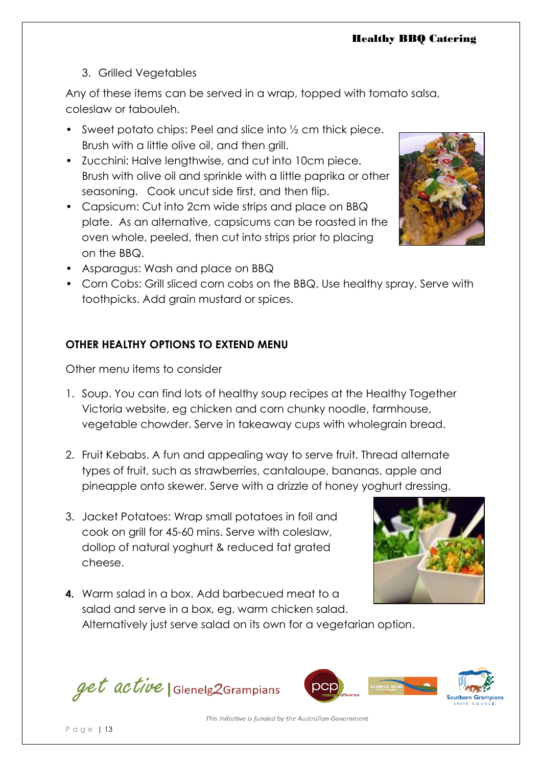3. Grilled Vegetables

Any of these items can be served in a wrap, topped with tomato salsa, coleslaw or tabouleh.

- Sweet potato chips: Peel and slice into ½ cm thick piece. Brush with a little olive oil, and then grill.
- Zucchini: Halve lengthwise, and cut into 10cm piece. Brush with olive oil and sprinkle with a little paprika or other seasoning. Cook uncut side first, and then flip.
- Capsicum: Cut into 2cm wide strips and place on BBQ plate. As an alternative, capsicums can be roasted in the oven whole, peeled, then cut into strips prior to placing on the BBQ.
- Asparagus: Wash and place on BBQ
- Corn Cobs: Grill sliced corn cobs on the BBQ. Use healthy spray. Serve with toothpicks. Add grain mustard or spices.

**OTHER HEALTHY OPTIONS TO EXTEND MENU**

Other menu items to consider

1. Soup. You can find lots of healthy soup recipes at the Healthy Together Victoria website, eg chicken and corn chunky noodle, farmhouse, vegetable chowder. Serve in takeaway cups with wholegrain bread.

2. Fruit Kebabs. A fun and appealing way to serve fruit. Thread alternate types of fruit, such as strawberries, cantaloupe, bananas, apple and pineapple onto skewer. Serve with a drizzle of honey yoghurt dressing.

3. Jacket Potatoes: Wrap small potatoes in foil and cook on grill for 45-60 mins. Serve with coleslaw, dollop of natural yoghurt & reduced fat grated cheese.

4. Warm salad in a box. Add barbecued meat to a salad and serve in a box, eg. warm chicken salad. Alternatively just serve salad on its own for a vegetarian option.

*This initiative is funded by the Australian Government*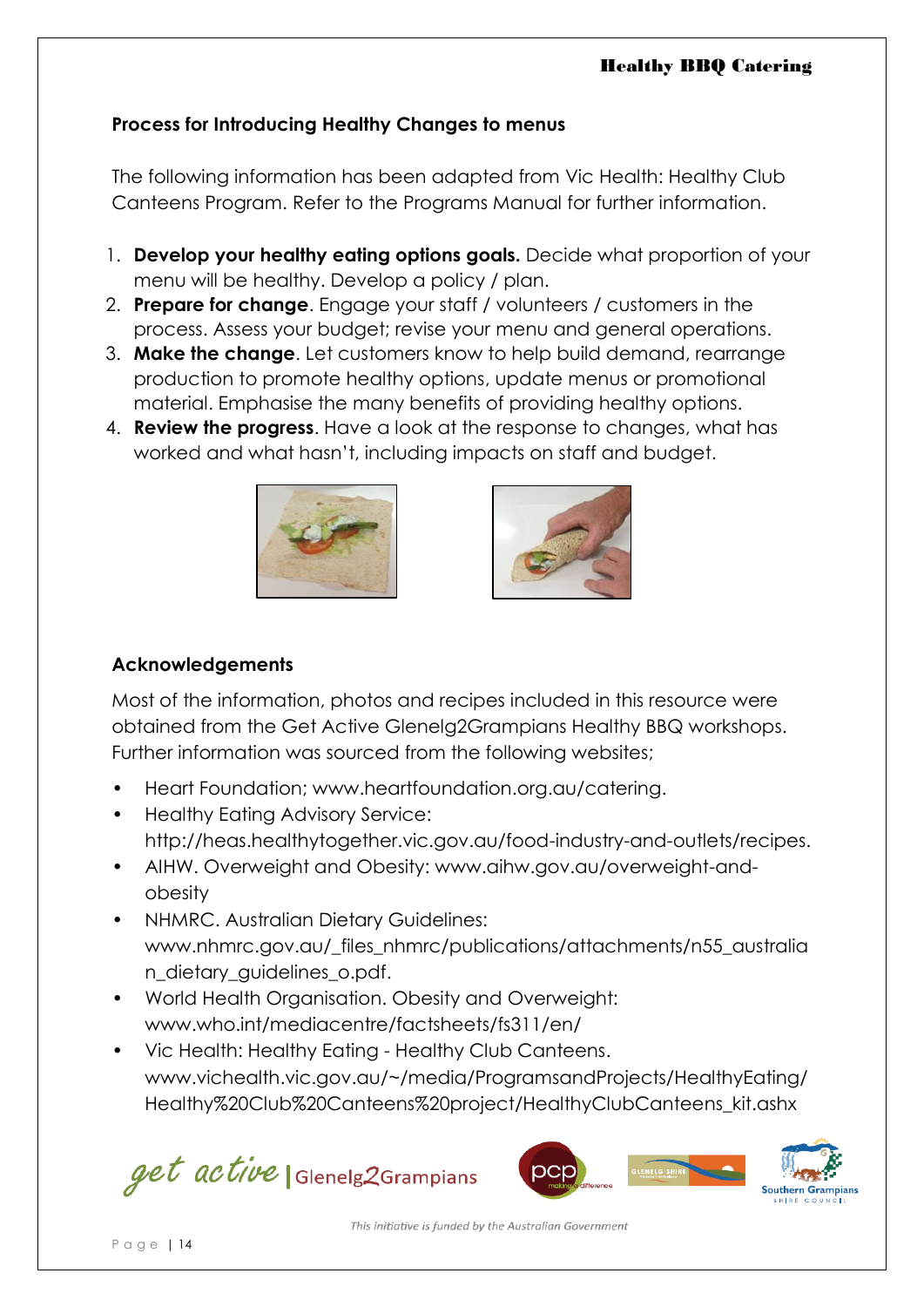## Process for Introducing Healthy Changes to menus

The following information has been adapted from Vic Health: Healthy Club Canteens Program. Refer to the Programs Manual for further information.

1. **Develop your healthy eating options goals.** Decide what proportion of your menu will be healthy. Develop a policy / plan.
2. **Prepare for change**. Engage your staff / volunteers / customers in the process. Assess your budget; revise your menu and general operations.
3. **Make the change**. Let customers know to help build demand, rearrange production to promote healthy options, update menus or promotional material. Emphasise the many benefits of providing healthy options.
4. **Review the progress**. Have a look at the response to changes, what has worked and what hasn't, including impacts on staff and budget.

## Acknowledgements

Most of the information, photos and recipes included in this resource were obtained from the Get Active Glenelg2Grampians Healthy BBQ workshops. Further information was sourced from the following websites;

- Heart Foundation; www.heartfoundation.org.au/catering.
- Healthy Eating Advisory Service: http://heas.healthytogether.vic.gov.au/food-industry-and-outlets/recipes.
- AIHW. Overweight and Obesity: www.aihw.gov.au/overweight-and-obesity
- NHMRC. Australian Dietary Guidelines: www.nhmrc.gov.au/_files_nhmrc/publications/attachments/n55_australian_dietary_guidelines_o.pdf.
- World Health Organisation. Obesity and Overweight: www.who.int/mediacentre/factsheets/fs311/en/
- Vic Health: Healthy Eating - Healthy Club Canteens. www.vichealth.vic.gov.au/~/media/ProgramsandProjects/HealthyEating/Healthy%20Club%20Canteens%20project/HealthyClubCanteens_kit.ashx

get active | Glenelg2Grampians

*This initiative is funded by the Australian Government*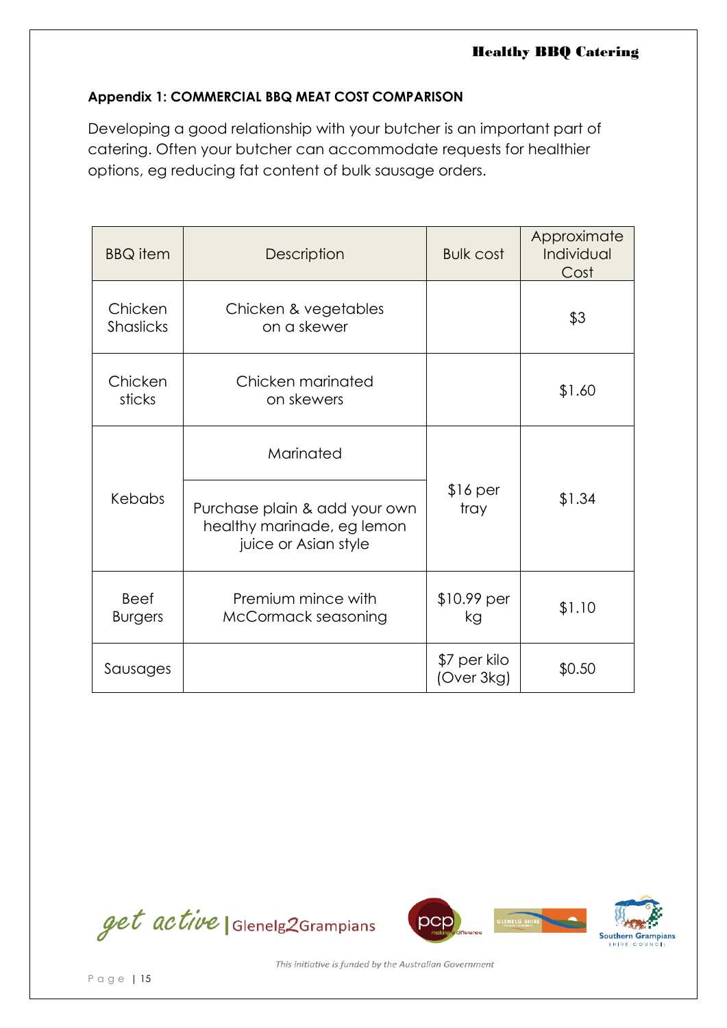**Appendix 1: COMMERCIAL BBQ MEAT COST COMPARISON**

Developing a good relationship with your butcher is an important part of catering. Often your butcher can accommodate requests for healthier options, eg reducing fat content of bulk sausage orders.

| BBQ item | Description | Bulk cost | Approximate Individual Cost |
|---|---|---|---|
| Chicken Shaslicks | Chicken & vegetables on a skewer | | $3 |
| Chicken sticks | Chicken marinated on skewers | | $1.60 |
| Kebabs | Marinated | $16 per tray | $1.34 |
| | Purchase plain & add your own healthy marinade, eg lemon juice or Asian style | | |
| Beef Burgers | Premium mince with McCormack seasoning | $10.99 per kg | $1.10 |
| Sausages | | $7 per kilo (Over 3kg) | $0.50 |

*This initiative is funded by the Australian Government*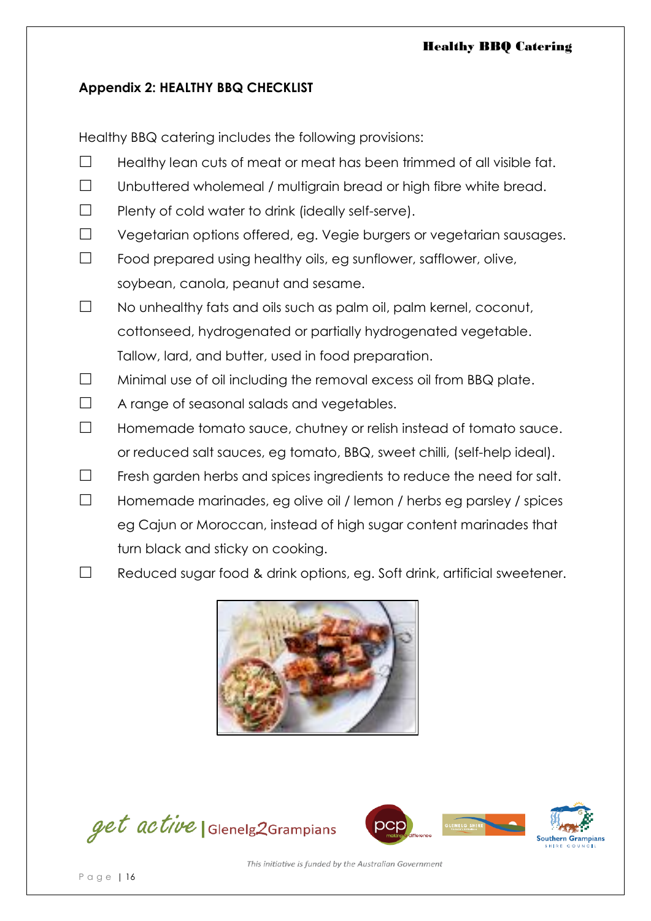## Appendix 2: HEALTHY BBQ CHECKLIST

Healthy BBQ catering includes the following provisions:

- ☐ Healthy lean cuts of meat or meat has been trimmed of all visible fat.
- ☐ Unbuttered wholemeal / multigrain bread or high fibre white bread.
- ☐ Plenty of cold water to drink (ideally self-serve).
- ☐ Vegetarian options offered, eg. Vegie burgers or vegetarian sausages.
- ☐ Food prepared using healthy oils, eg sunflower, safflower, olive, soybean, canola, peanut and sesame.
- ☐ No unhealthy fats and oils such as palm oil, palm kernel, coconut, cottonseed, hydrogenated or partially hydrogenated vegetable. Tallow, lard, and butter, used in food preparation.
- ☐ Minimal use of oil including the removal excess oil from BBQ plate.
- ☐ A range of seasonal salads and vegetables.
- ☐ Homemade tomato sauce, chutney or relish instead of tomato sauce. or reduced salt sauces, eg tomato, BBQ, sweet chilli, (self-help ideal).
- ☐ Fresh garden herbs and spices ingredients to reduce the need for salt.
- ☐ Homemade marinades, eg olive oil / lemon / herbs eg parsley / spices eg Cajun or Moroccan, instead of high sugar content marinades that turn black and sticky on cooking.
- ☐ Reduced sugar food & drink options, eg. Soft drink, artificial sweetener.

get active | Glenelg2Grampians

*This initiative is funded by the Australian Government*